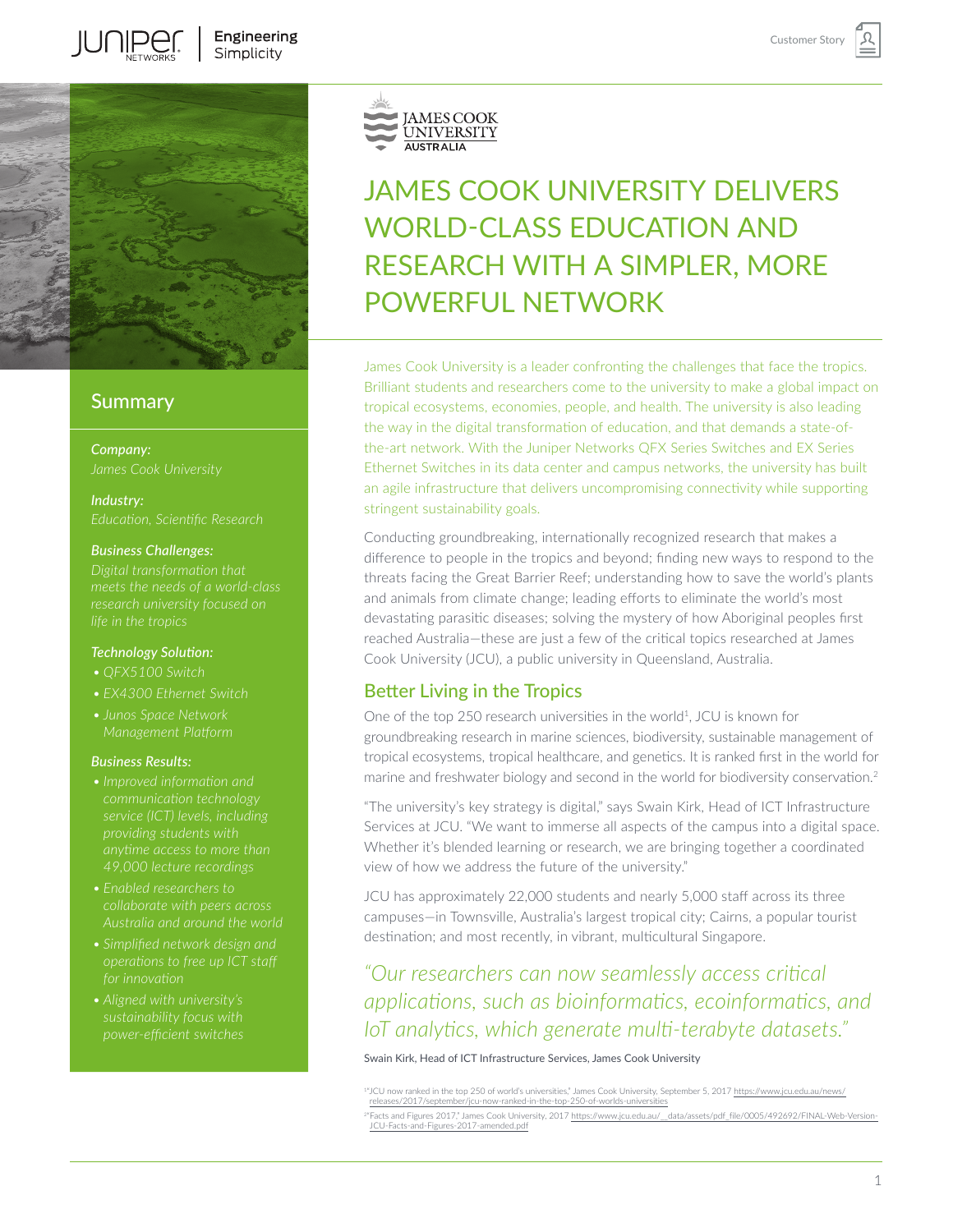JUNIPER NETWORKS | Engineering Simplicity

Customer Story

JAMES COOK UNIVERSITY AUSTRALIA

# JAMES COOK UNIVERSITY DELIVERS WORLD-CLASS EDUCATION AND RESEARCH WITH A SIMPLER, MORE POWERFUL NETWORK

James Cook University is a leader confronting the challenges that face the tropics. Brilliant students and researchers come to the university to make a global impact on tropical ecosystems, economies, people, and health. The university is also leading the way in the digital transformation of education, and that demands a state-of-the-art network. With the Juniper Networks QFX Series Switches and EX Series Ethernet Switches in its data center and campus networks, the university has built an agile infrastructure that delivers uncompromising connectivity while supporting stringent sustainability goals.

Conducting groundbreaking, internationally recognized research that makes a difference to people in the tropics and beyond; finding new ways to respond to the threats facing the Great Barrier Reef; understanding how to save the world's plants and animals from climate change; leading efforts to eliminate the world's most devastating parasitic diseases; solving the mystery of how Aboriginal peoples first reached Australia—these are just a few of the critical topics researched at James Cook University (JCU), a public university in Queensland, Australia.

## Better Living in the Tropics

One of the top 250 research universities in the world[1], JCU is known for groundbreaking research in marine sciences, biodiversity, sustainable management of tropical ecosystems, tropical healthcare, and genetics. It is ranked first in the world for marine and freshwater biology and second in the world for biodiversity conservation.[2]

"The university's key strategy is digital," says Swain Kirk, Head of ICT Infrastructure Services at JCU. "We want to immerse all aspects of the campus into a digital space. Whether it's blended learning or research, we are bringing together a coordinated view of how we address the future of the university."

JCU has approximately 22,000 students and nearly 5,000 staff across its three campuses—in Townsville, Australia's largest tropical city; Cairns, a popular tourist destination; and most recently, in vibrant, multicultural Singapore.

*"Our researchers can now seamlessly access critical applications, such as bioinformatics, ecoinformatics, and IoT analytics, which generate multi-terabyte datasets."*

Swain Kirk, Head of ICT Infrastructure Services, James Cook University

## Summary

***Company:***
*James Cook University*

***Industry:***
*Education, Scientific Research*

***Business Challenges:***
*Digital transformation that meets the needs of a world-class research university focused on life in the tropics*

***Technology Solution:***
- *QFX5100 Switch*
- *EX4300 Ethernet Switch*
- *Junos Space Network Management Platform*

***Business Results:***
- *Improved information and communication technology service (ICT) levels, including providing students with anytime access to more than 49,000 lecture recordings*
- *Enabled researchers to collaborate with peers across Australia and around the world*
- *Simplified network design and operations to free up ICT staff for innovation*
- *Aligned with university's sustainability focus with power-efficient switches*

---

[1] "JCU now ranked in the top 250 of world's universities," James Cook University, September 5, 2017 https://www.jcu.edu.au/news/releases/2017/september/jcu-now-ranked-in-the-top-250-of-worlds-universities

[2] "Facts and Figures 2017," James Cook University, 2017 https://www.jcu.edu.au/__data/assets/pdf_file/0005/492692/FINAL-Web-Version-JCU-Facts-and-Figures-2017-amended.pdf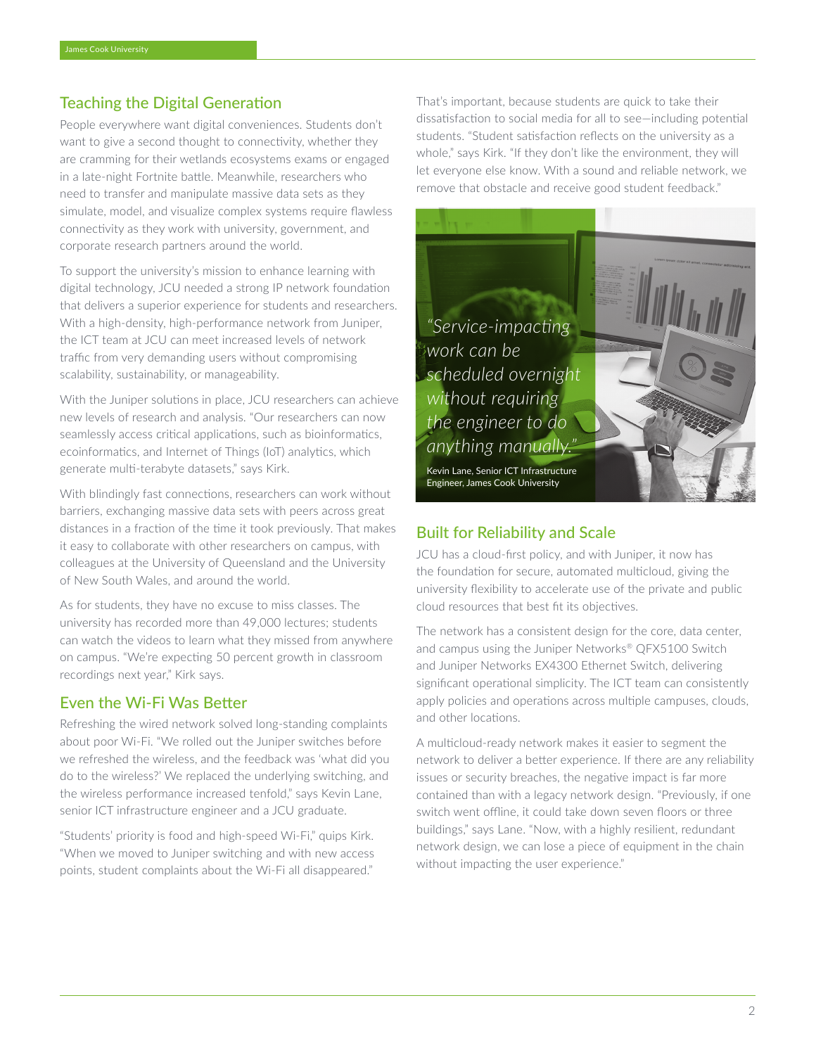## Teaching the Digital Generation

People everywhere want digital conveniences. Students don't want to give a second thought to connectivity, whether they are cramming for their wetlands ecosystems exams or engaged in a late-night Fortnite battle. Meanwhile, researchers who need to transfer and manipulate massive data sets as they simulate, model, and visualize complex systems require flawless connectivity as they work with university, government, and corporate research partners around the world.

To support the university's mission to enhance learning with digital technology, JCU needed a strong IP network foundation that delivers a superior experience for students and researchers. With a high-density, high-performance network from Juniper, the ICT team at JCU can meet increased levels of network traffic from very demanding users without compromising scalability, sustainability, or manageability.

With the Juniper solutions in place, JCU researchers can achieve new levels of research and analysis. "Our researchers can now seamlessly access critical applications, such as bioinformatics, ecoinformatics, and Internet of Things (IoT) analytics, which generate multi-terabyte datasets," says Kirk.

With blindingly fast connections, researchers can work without barriers, exchanging massive data sets with peers across great distances in a fraction of the time it took previously. That makes it easy to collaborate with other researchers on campus, with colleagues at the University of Queensland and the University of New South Wales, and around the world.

As for students, they have no excuse to miss classes. The university has recorded more than 49,000 lectures; students can watch the videos to learn what they missed from anywhere on campus. "We're expecting 50 percent growth in classroom recordings next year," Kirk says.

## Even the Wi-Fi Was Better

Refreshing the wired network solved long-standing complaints about poor Wi-Fi. "We rolled out the Juniper switches before we refreshed the wireless, and the feedback was 'what did you do to the wireless?' We replaced the underlying switching, and the wireless performance increased tenfold," says Kevin Lane, senior ICT infrastructure engineer and a JCU graduate.

"Students' priority is food and high-speed Wi-Fi," quips Kirk. "When we moved to Juniper switching and with new access points, student complaints about the Wi-Fi all disappeared."

That's important, because students are quick to take their dissatisfaction to social media for all to see—including potential students. "Student satisfaction reflects on the university as a whole," says Kirk. "If they don't like the environment, they will let everyone else know. With a sound and reliable network, we remove that obstacle and receive good student feedback."

*"Service-impacting work can be scheduled overnight without requiring the engineer to do anything manually."*

Kevin Lane, Senior ICT Infrastructure Engineer, James Cook University

## Built for Reliability and Scale

JCU has a cloud-first policy, and with Juniper, it now has the foundation for secure, automated multicloud, giving the university flexibility to accelerate use of the private and public cloud resources that best fit its objectives.

The network has a consistent design for the core, data center, and campus using the Juniper Networks® QFX5100 Switch and Juniper Networks EX4300 Ethernet Switch, delivering significant operational simplicity. The ICT team can consistently apply policies and operations across multiple campuses, clouds, and other locations.

A multicloud-ready network makes it easier to segment the network to deliver a better experience. If there are any reliability issues or security breaches, the negative impact is far more contained than with a legacy network design. "Previously, if one switch went offline, it could take down seven floors or three buildings," says Lane. "Now, with a highly resilient, redundant network design, we can lose a piece of equipment in the chain without impacting the user experience."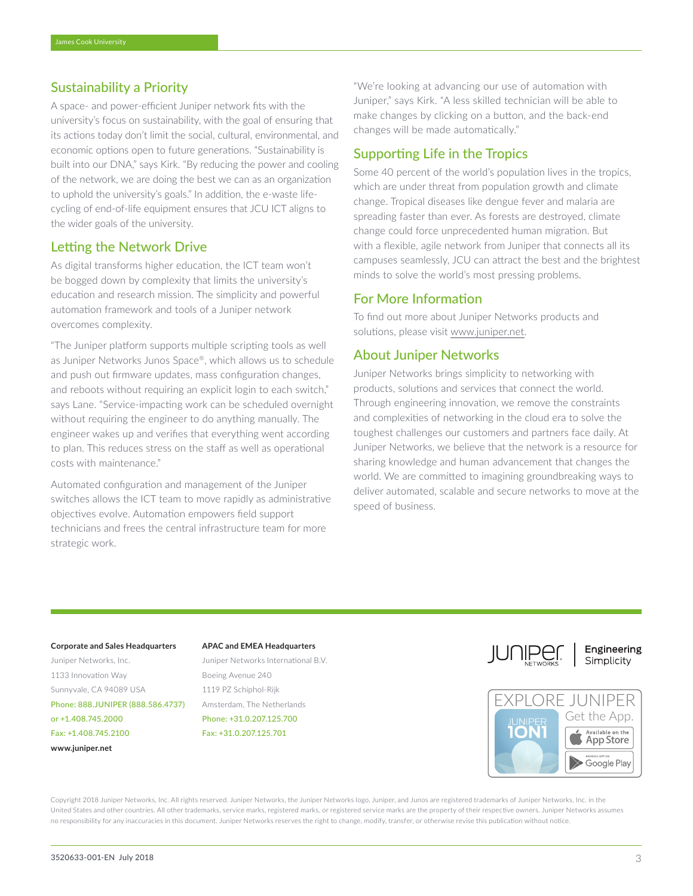## Sustainability a Priority

A space- and power-efficient Juniper network fits with the university's focus on sustainability, with the goal of ensuring that its actions today don't limit the social, cultural, environmental, and economic options open to future generations. "Sustainability is built into our DNA," says Kirk. "By reducing the power and cooling of the network, we are doing the best we can as an organization to uphold the university's goals." In addition, the e-waste life-cycling of end-of-life equipment ensures that JCU ICT aligns to the wider goals of the university.

## Letting the Network Drive

As digital transforms higher education, the ICT team won't be bogged down by complexity that limits the university's education and research mission. The simplicity and powerful automation framework and tools of a Juniper network overcomes complexity.

"The Juniper platform supports multiple scripting tools as well as Juniper Networks Junos Space®, which allows us to schedule and push out firmware updates, mass configuration changes, and reboots without requiring an explicit login to each switch," says Lane. "Service-impacting work can be scheduled overnight without requiring the engineer to do anything manually. The engineer wakes up and verifies that everything went according to plan. This reduces stress on the staff as well as operational costs with maintenance."

Automated configuration and management of the Juniper switches allows the ICT team to move rapidly as administrative objectives evolve. Automation empowers field support technicians and frees the central infrastructure team for more strategic work.

"We're looking at advancing our use of automation with Juniper," says Kirk. "A less skilled technician will be able to make changes by clicking on a button, and the back-end changes will be made automatically."

## Supporting Life in the Tropics

Some 40 percent of the world's population lives in the tropics, which are under threat from population growth and climate change. Tropical diseases like dengue fever and malaria are spreading faster than ever. As forests are destroyed, climate change could force unprecedented human migration. But with a flexible, agile network from Juniper that connects all its campuses seamlessly, JCU can attract the best and the brightest minds to solve the world's most pressing problems.

## For More Information

To find out more about Juniper Networks products and solutions, please visit www.juniper.net.

## About Juniper Networks

Juniper Networks brings simplicity to networking with products, solutions and services that connect the world. Through engineering innovation, we remove the constraints and complexities of networking in the cloud era to solve the toughest challenges our customers and partners face daily. At Juniper Networks, we believe that the network is a resource for sharing knowledge and human advancement that changes the world. We are committed to imagining groundbreaking ways to deliver automated, scalable and secure networks to move at the speed of business.

**Corporate and Sales Headquarters**
Juniper Networks, Inc.
1133 Innovation Way
Sunnyvale, CA 94089 USA
Phone: 888.JUNIPER (888.586.4737)
or +1.408.745.2000
Fax: +1.408.745.2100
**www.juniper.net**

**APAC and EMEA Headquarters**
Juniper Networks International B.V.
Boeing Avenue 240
1119 PZ Schiphol-Rijk
Amsterdam, The Netherlands
Phone: +31.0.207.125.700
Fax: +31.0.207.125.701

Juniper Networks | Engineering Simplicity

EXPLORE JUNIPER
Get the App.
Juniper 1ON1
Available on the App Store
Android App on Google Play

Copyright 2018 Juniper Networks, Inc. All rights reserved. Juniper Networks, the Juniper Networks logo, Juniper, and Junos are registered trademarks of Juniper Networks, Inc. in the United States and other countries. All other trademarks, service marks, registered marks, or registered service marks are the property of their respective owners. Juniper Networks assumes no responsibility for any inaccuracies in this document. Juniper Networks reserves the right to change, modify, transfer, or otherwise revise this publication without notice.

3520633-001-EN July 2018